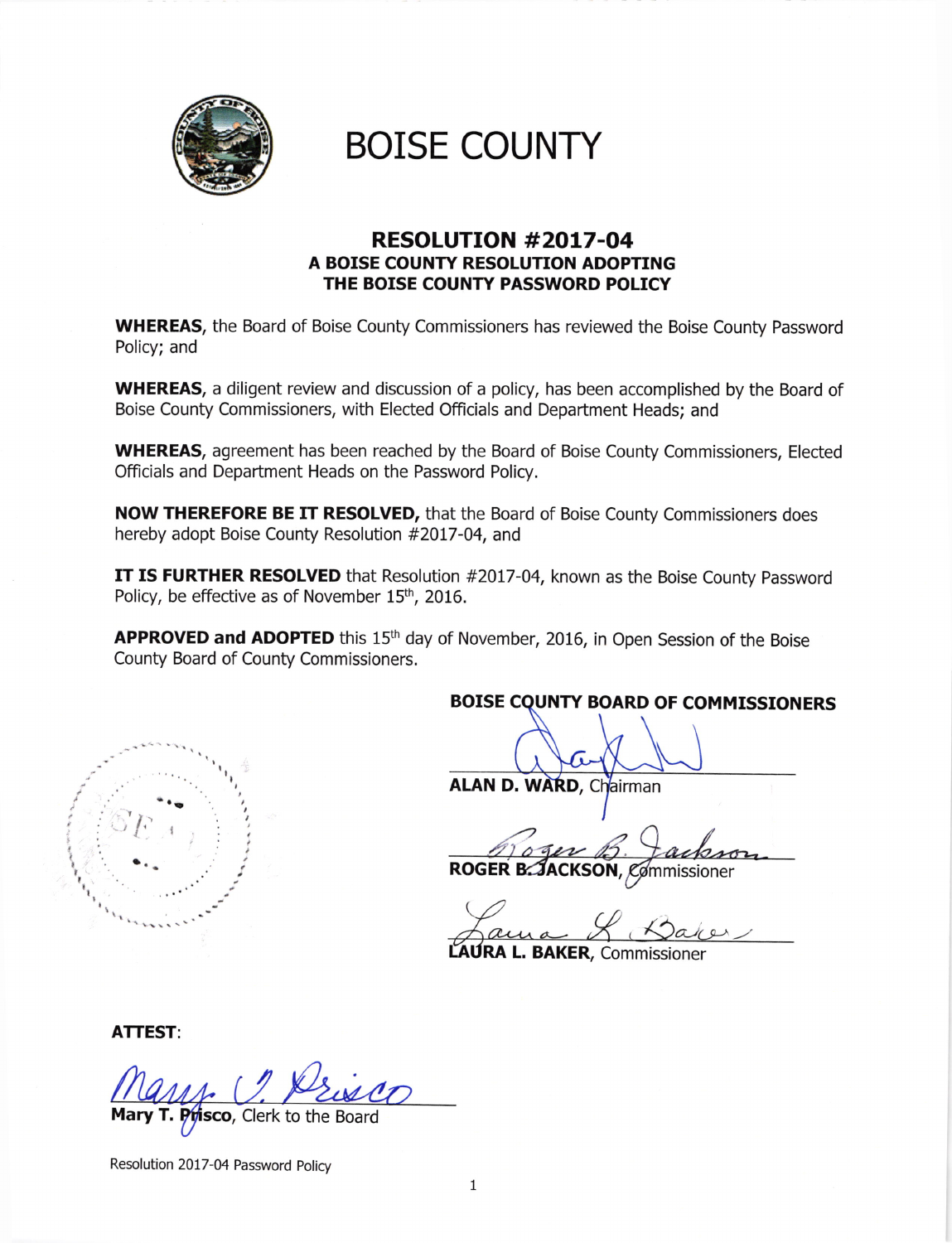# BOISE COUNTY

## RESOLUTION #2017-04

### A BOISE COUNTY RESOLUTION ADOPTING THE BOISE COUNTY PASSWORD POLICY

**WHEREAS**, the Board of Boise County Commissioners has reviewed the Boise County Password Policy; and

**WHEREAS**, a diligent review and discussion of a policy, has been accomplished by the Board of Boise County Commissioners, with Elected Officials and Department Heads; and

**WHEREAS**, agreement has been reached by the Board of Boise County Commissioners, Elected Officials and Department Heads on the Password Policy.

**NOW THEREFORE BE IT RESOLVED,** that the Board of Boise County Commissioners does hereby adopt Boise County Resolution #2017-04, and

**IT IS FURTHER RESOLVED** that Resolution #2017-04, known as the Boise County Password Policy, be effective as of November 15th, 2016.

**APPROVED and ADOPTED** this 15th day of November, 2016, in Open Session of the Boise County Board of County Commissioners.

**BOISE COUNTY BOARD OF COMMISSIONERS**

**ALAN D. WARD**, Chairman

**ROGER B. JACKSON**, Commissioner

**LAURA L. BAKER**, Commissioner

**ATTEST**:

**Mary T. Prisco**, Clerk to the Board

Resolution 2017-04 Password Policy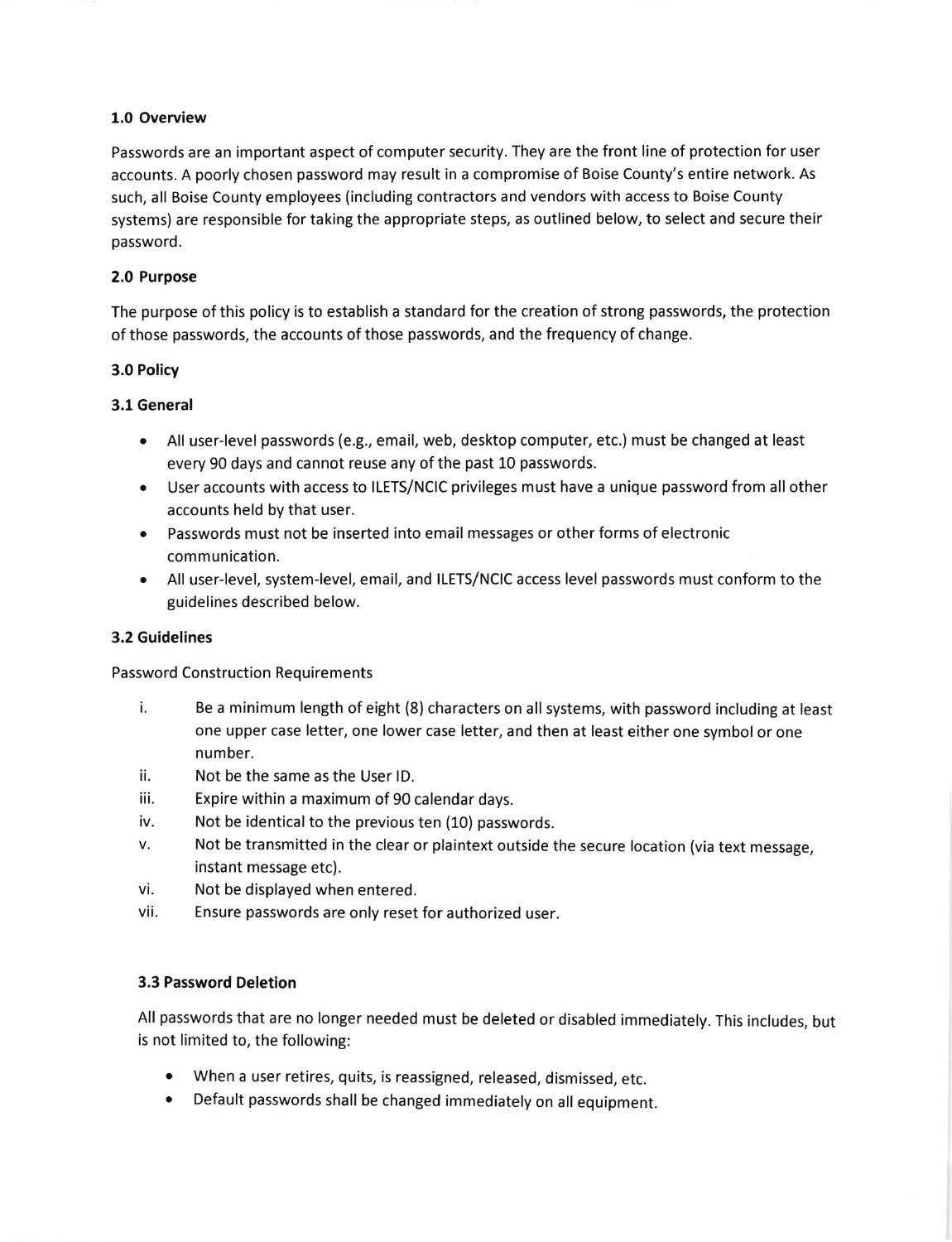### 1.0 Overview

Passwords are an important aspect of computer security. They are the front line of protection for user accounts. A poorly chosen password may result in a compromise of Boise County's entire network. As such, all Boise County employees (including contractors and vendors with access to Boise County systems) are responsible for taking the appropriate steps, as outlined below, to select and secure their password.

### 2.0 Purpose

The purpose of this policy is to establish a standard for the creation of strong passwords, the protection of those passwords, the accounts of those passwords, and the frequency of change.

### 3.0 Policy

### 3.1 General

- All user-level passwords (e.g., email, web, desktop computer, etc.) must be changed at least every 90 days and cannot reuse any of the past 10 passwords.
- User accounts with access to ILETS/NCIC privileges must have a unique password from all other accounts held by that user.
- Passwords must not be inserted into email messages or other forms of electronic communication.
- All user-level, system-level, email, and ILETS/NCIC access level passwords must conform to the guidelines described below.

### 3.2 Guidelines

Password Construction Requirements

i. Be a minimum length of eight (8) characters on all systems, with password including at least one upper case letter, one lower case letter, and then at least either one symbol or one number.
ii. Not be the same as the User ID.
iii. Expire within a maximum of 90 calendar days.
iv. Not be identical to the previous ten (10) passwords.
v. Not be transmitted in the clear or plaintext outside the secure location (via text message, instant message etc).
vi. Not be displayed when entered.
vii. Ensure passwords are only reset for authorized user.

### 3.3 Password Deletion

All passwords that are no longer needed must be deleted or disabled immediately. This includes, but is not limited to, the following:

- When a user retires, quits, is reassigned, released, dismissed, etc.
- Default passwords shall be changed immediately on all equipment.